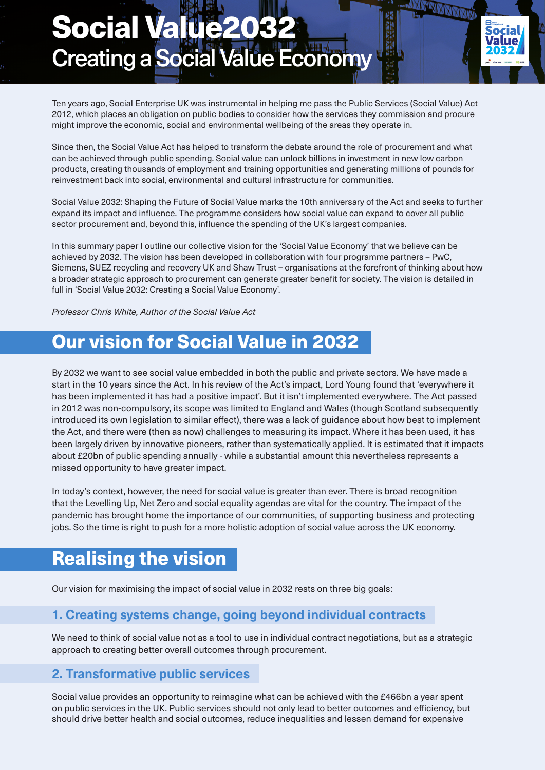# Social Value2032
## Creating a Social Value Economy

Ten years ago, Social Enterprise UK was instrumental in helping me pass the Public Services (Social Value) Act 2012, which places an obligation on public bodies to consider how the services they commission and procure might improve the economic, social and environmental wellbeing of the areas they operate in.

Since then, the Social Value Act has helped to transform the debate around the role of procurement and what can be achieved through public spending. Social value can unlock billions in investment in new low carbon products, creating thousands of employment and training opportunities and generating millions of pounds for reinvestment back into social, environmental and cultural infrastructure for communities.

Social Value 2032: Shaping the Future of Social Value marks the 10th anniversary of the Act and seeks to further expand its impact and influence. The programme considers how social value can expand to cover all public sector procurement and, beyond this, influence the spending of the UK's largest companies.

In this summary paper I outline our collective vision for the 'Social Value Economy' that we believe can be achieved by 2032. The vision has been developed in collaboration with four programme partners – PwC, Siemens, SUEZ recycling and recovery UK and Shaw Trust – organisations at the forefront of thinking about how a broader strategic approach to procurement can generate greater benefit for society. The vision is detailed in full in 'Social Value 2032: Creating a Social Value Economy'.

*Professor Chris White, Author of the Social Value Act*

## Our vision for Social Value in 2032

By 2032 we want to see social value embedded in both the public and private sectors. We have made a start in the 10 years since the Act. In his review of the Act's impact, Lord Young found that 'everywhere it has been implemented it has had a positive impact'. But it isn't implemented everywhere. The Act passed in 2012 was non-compulsory, its scope was limited to England and Wales (though Scotland subsequently introduced its own legislation to similar effect), there was a lack of guidance about how best to implement the Act, and there were (then as now) challenges to measuring its impact. Where it has been used, it has been largely driven by innovative pioneers, rather than systematically applied. It is estimated that it impacts about £20bn of public spending annually - while a substantial amount this nevertheless represents a missed opportunity to have greater impact.

In today's context, however, the need for social value is greater than ever. There is broad recognition that the Levelling Up, Net Zero and social equality agendas are vital for the country. The impact of the pandemic has brought home the importance of our communities, of supporting business and protecting jobs. So the time is right to push for a more holistic adoption of social value across the UK economy.

## Realising the vision

Our vision for maximising the impact of social value in 2032 rests on three big goals:

### 1. Creating systems change, going beyond individual contracts

We need to think of social value not as a tool to use in individual contract negotiations, but as a strategic approach to creating better overall outcomes through procurement.

### 2. Transformative public services

Social value provides an opportunity to reimagine what can be achieved with the £466bn a year spent on public services in the UK. Public services should not only lead to better outcomes and efficiency, but should drive better health and social outcomes, reduce inequalities and lessen demand for expensive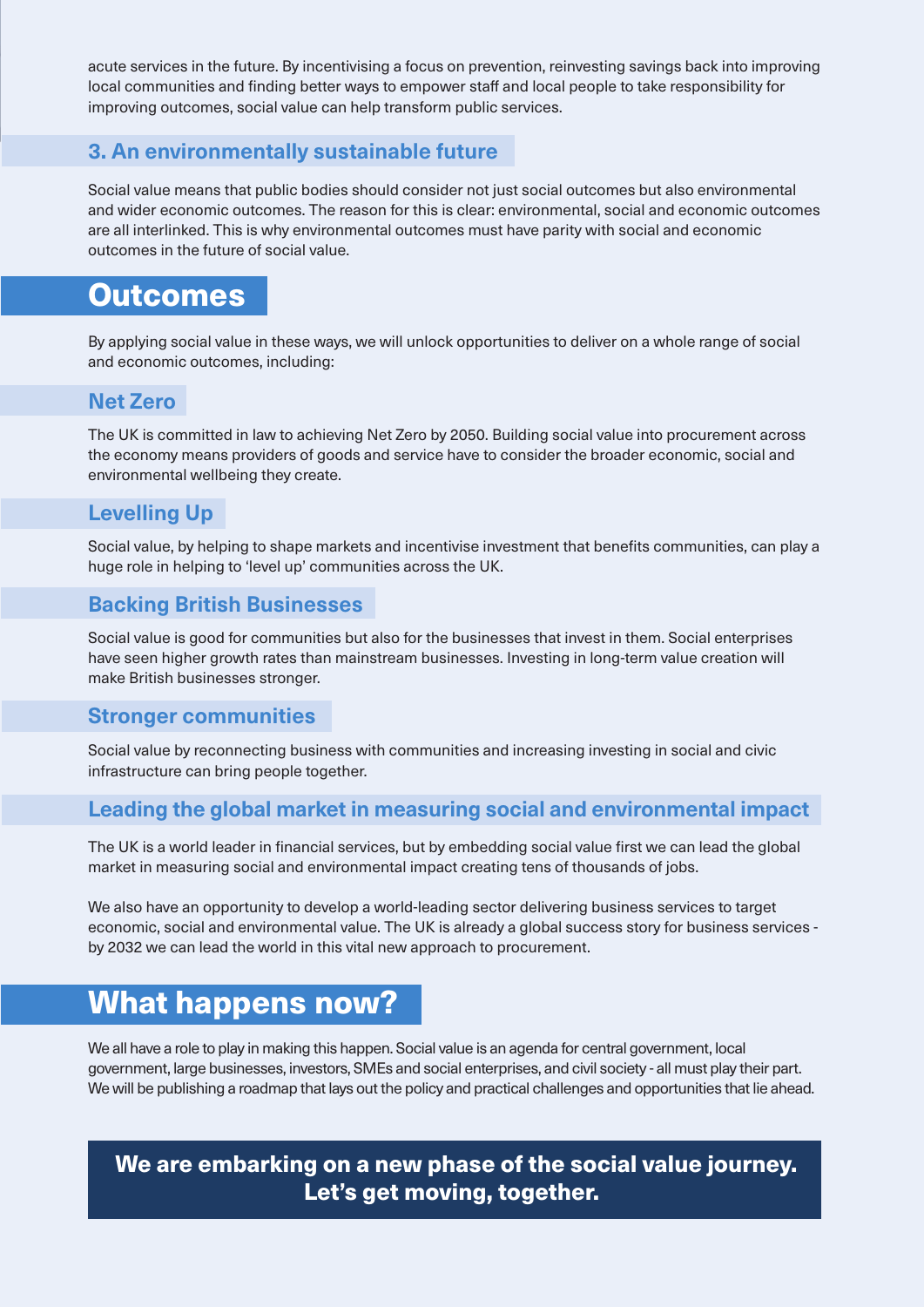acute services in the future. By incentivising a focus on prevention, reinvesting savings back into improving local communities and finding better ways to empower staff and local people to take responsibility for improving outcomes, social value can help transform public services.

### 3. An environmentally sustainable future

Social value means that public bodies should consider not just social outcomes but also environmental and wider economic outcomes. The reason for this is clear: environmental, social and economic outcomes are all interlinked. This is why environmental outcomes must have parity with social and economic outcomes in the future of social value.

## Outcomes

By applying social value in these ways, we will unlock opportunities to deliver on a whole range of social and economic outcomes, including:

### Net Zero

The UK is committed in law to achieving Net Zero by 2050. Building social value into procurement across the economy means providers of goods and service have to consider the broader economic, social and environmental wellbeing they create.

### Levelling Up

Social value, by helping to shape markets and incentivise investment that benefits communities, can play a huge role in helping to 'level up' communities across the UK.

### Backing British Businesses

Social value is good for communities but also for the businesses that invest in them. Social enterprises have seen higher growth rates than mainstream businesses. Investing in long-term value creation will make British businesses stronger.

### Stronger communities

Social value by reconnecting business with communities and increasing investing in social and civic infrastructure can bring people together.

### Leading the global market in measuring social and environmental impact

The UK is a world leader in financial services, but by embedding social value first we can lead the global market in measuring social and environmental impact creating tens of thousands of jobs.

We also have an opportunity to develop a world-leading sector delivering business services to target economic, social and environmental value. The UK is already a global success story for business services - by 2032 we can lead the world in this vital new approach to procurement.

## What happens now?

We all have a role to play in making this happen. Social value is an agenda for central government, local government, large businesses, investors, SMEs and social enterprises, and civil society - all must play their part. We will be publishing a roadmap that lays out the policy and practical challenges and opportunities that lie ahead.

**We are embarking on a new phase of the social value journey. Let's get moving, together.**